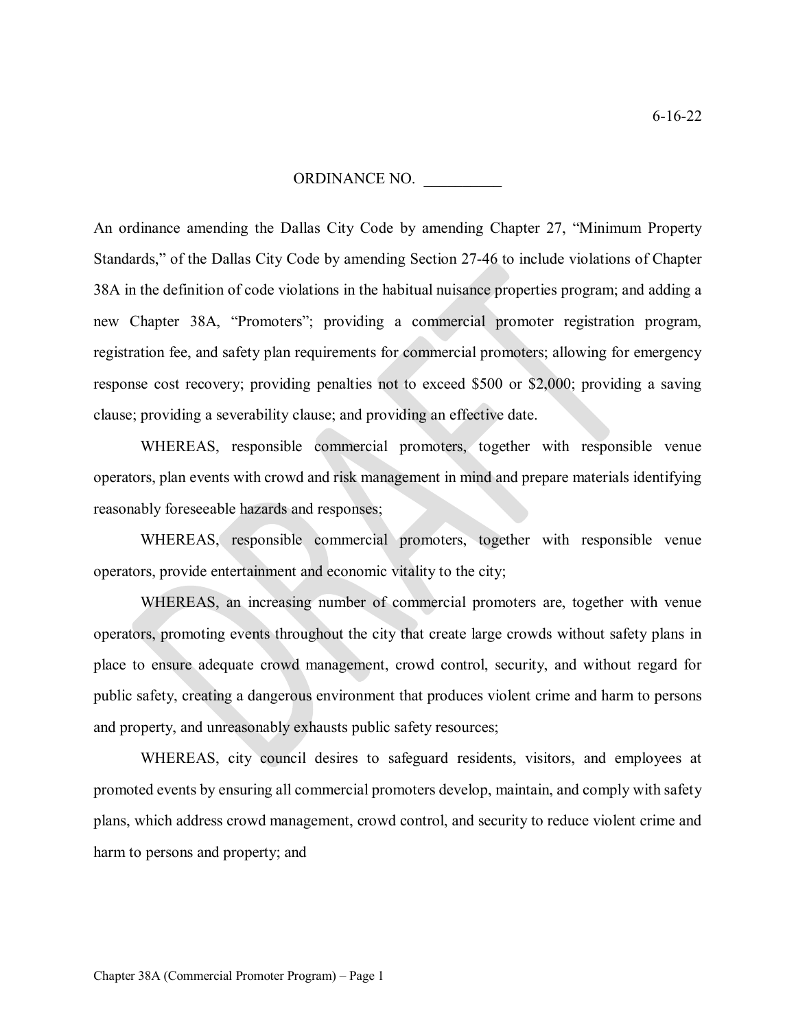6-16-22

ORDINANCE NO. __________

An ordinance amending the Dallas City Code by amending Chapter 27, "Minimum Property Standards," of the Dallas City Code by amending Section 27-46 to include violations of Chapter 38A in the definition of code violations in the habitual nuisance properties program; and adding a new Chapter 38A, "Promoters"; providing a commercial promoter registration program, registration fee, and safety plan requirements for commercial promoters; allowing for emergency response cost recovery; providing penalties not to exceed $500 or $2,000; providing a saving clause; providing a severability clause; and providing an effective date.

WHEREAS, responsible commercial promoters, together with responsible venue operators, plan events with crowd and risk management in mind and prepare materials identifying reasonably foreseeable hazards and responses;

WHEREAS, responsible commercial promoters, together with responsible venue operators, provide entertainment and economic vitality to the city;

WHEREAS, an increasing number of commercial promoters are, together with venue operators, promoting events throughout the city that create large crowds without safety plans in place to ensure adequate crowd management, crowd control, security, and without regard for public safety, creating a dangerous environment that produces violent crime and harm to persons and property, and unreasonably exhausts public safety resources;

WHEREAS, city council desires to safeguard residents, visitors, and employees at promoted events by ensuring all commercial promoters develop, maintain, and comply with safety plans, which address crowd management, crowd control, and security to reduce violent crime and harm to persons and property; and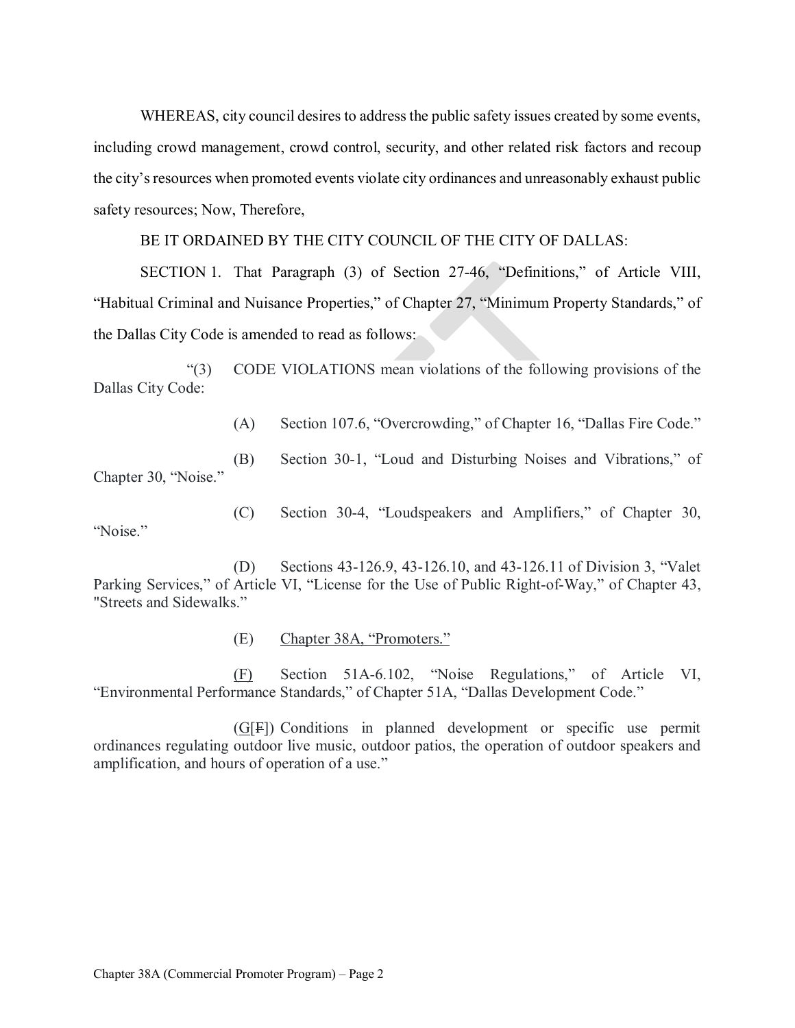WHEREAS, city council desires to address the public safety issues created by some events, including crowd management, crowd control, security, and other related risk factors and recoup the city's resources when promoted events violate city ordinances and unreasonably exhaust public safety resources; Now, Therefore,

BE IT ORDAINED BY THE CITY COUNCIL OF THE CITY OF DALLAS:

SECTION 1. That Paragraph (3) of Section 27-46, "Definitions," of Article VIII, "Habitual Criminal and Nuisance Properties," of Chapter 27, "Minimum Property Standards," of the Dallas City Code is amended to read as follows:

"(3) CODE VIOLATIONS mean violations of the following provisions of the Dallas City Code:

(A) Section 107.6, "Overcrowding," of Chapter 16, "Dallas Fire Code."

(B) Section 30-1, "Loud and Disturbing Noises and Vibrations," of Chapter 30, "Noise."

(C) Section 30-4, "Loudspeakers and Amplifiers," of Chapter 30, "Noise."

(D) Sections 43-126.9, 43-126.10, and 43-126.11 of Division 3, "Valet Parking Services," of Article VI, "License for the Use of Public Right-of-Way," of Chapter 43, "Streets and Sidewalks."

(E) <u>Chapter 38A, "Promoters."</u>

<u>(F)</u> Section 51A-6.102, "Noise Regulations," of Article VI, "Environmental Performance Standards," of Chapter 51A, "Dallas Development Code."

(<u>G</u>[~~F~~]) Conditions in planned development or specific use permit ordinances regulating outdoor live music, outdoor patios, the operation of outdoor speakers and amplification, and hours of operation of a use."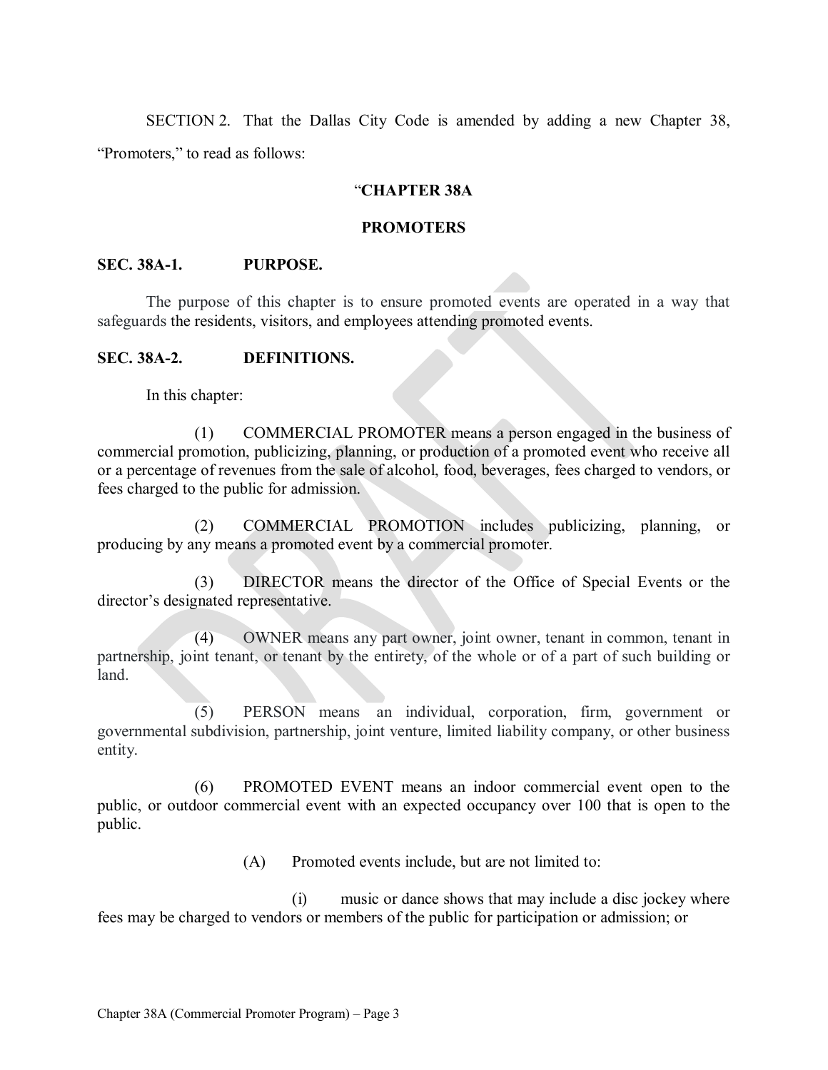SECTION 2. That the Dallas City Code is amended by adding a new Chapter 38, "Promoters," to read as follows:

**"CHAPTER 38A**

**PROMOTERS**

**SEC. 38A-1. PURPOSE.**

The purpose of this chapter is to ensure promoted events are operated in a way that safeguards the residents, visitors, and employees attending promoted events.

**SEC. 38A-2. DEFINITIONS.**

In this chapter:

(1) COMMERCIAL PROMOTER means a person engaged in the business of commercial promotion, publicizing, planning, or production of a promoted event who receive all or a percentage of revenues from the sale of alcohol, food, beverages, fees charged to vendors, or fees charged to the public for admission.

(2) COMMERCIAL PROMOTION includes publicizing, planning, or producing by any means a promoted event by a commercial promoter.

(3) DIRECTOR means the director of the Office of Special Events or the director's designated representative.

(4) OWNER means any part owner, joint owner, tenant in common, tenant in partnership, joint tenant, or tenant by the entirety, of the whole or of a part of such building or land.

(5) PERSON means an individual, corporation, firm, government or governmental subdivision, partnership, joint venture, limited liability company, or other business entity.

(6) PROMOTED EVENT means an indoor commercial event open to the public, or outdoor commercial event with an expected occupancy over 100 that is open to the public.

(A) Promoted events include, but are not limited to:

(i) music or dance shows that may include a disc jockey where fees may be charged to vendors or members of the public for participation or admission; or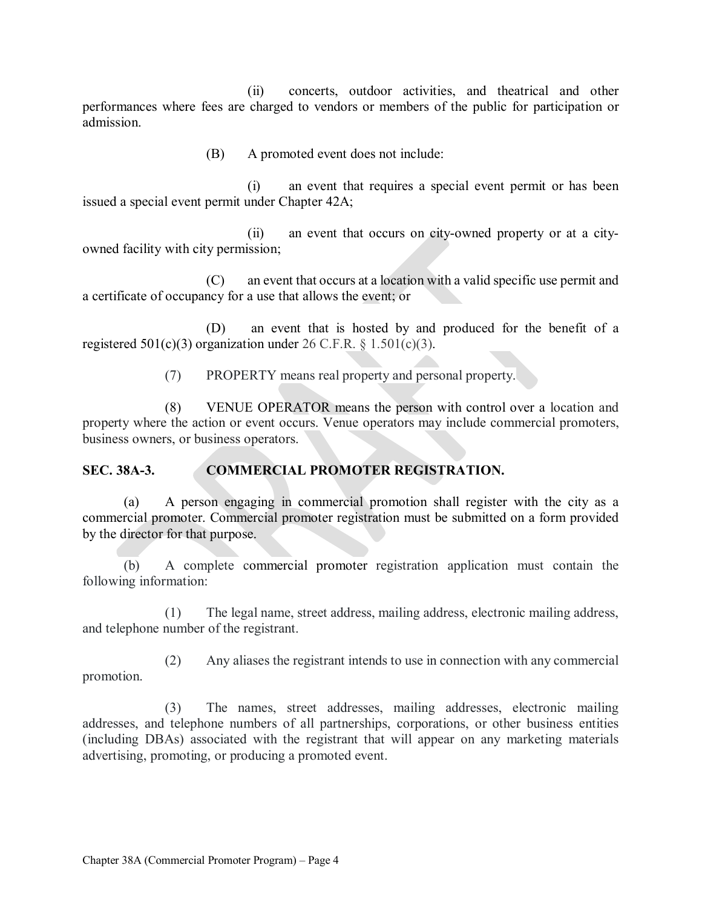(ii) concerts, outdoor activities, and theatrical and other performances where fees are charged to vendors or members of the public for participation or admission.

(B) A promoted event does not include:

(i) an event that requires a special event permit or has been issued a special event permit under Chapter 42A;

(ii) an event that occurs on city-owned property or at a city-owned facility with city permission;

(C) an event that occurs at a location with a valid specific use permit and a certificate of occupancy for a use that allows the event; or

(D) an event that is hosted by and produced for the benefit of a registered 501(c)(3) organization under 26 C.F.R. § 1.501(c)(3).

(7) PROPERTY means real property and personal property.

(8) VENUE OPERATOR means the person with control over a location and property where the action or event occurs. Venue operators may include commercial promoters, business owners, or business operators.

**SEC. 38A-3. COMMERCIAL PROMOTER REGISTRATION.**

(a) A person engaging in commercial promotion shall register with the city as a commercial promoter. Commercial promoter registration must be submitted on a form provided by the director for that purpose.

(b) A complete commercial promoter registration application must contain the following information:

(1) The legal name, street address, mailing address, electronic mailing address, and telephone number of the registrant.

(2) Any aliases the registrant intends to use in connection with any commercial promotion.

(3) The names, street addresses, mailing addresses, electronic mailing addresses, and telephone numbers of all partnerships, corporations, or other business entities (including DBAs) associated with the registrant that will appear on any marketing materials advertising, promoting, or producing a promoted event.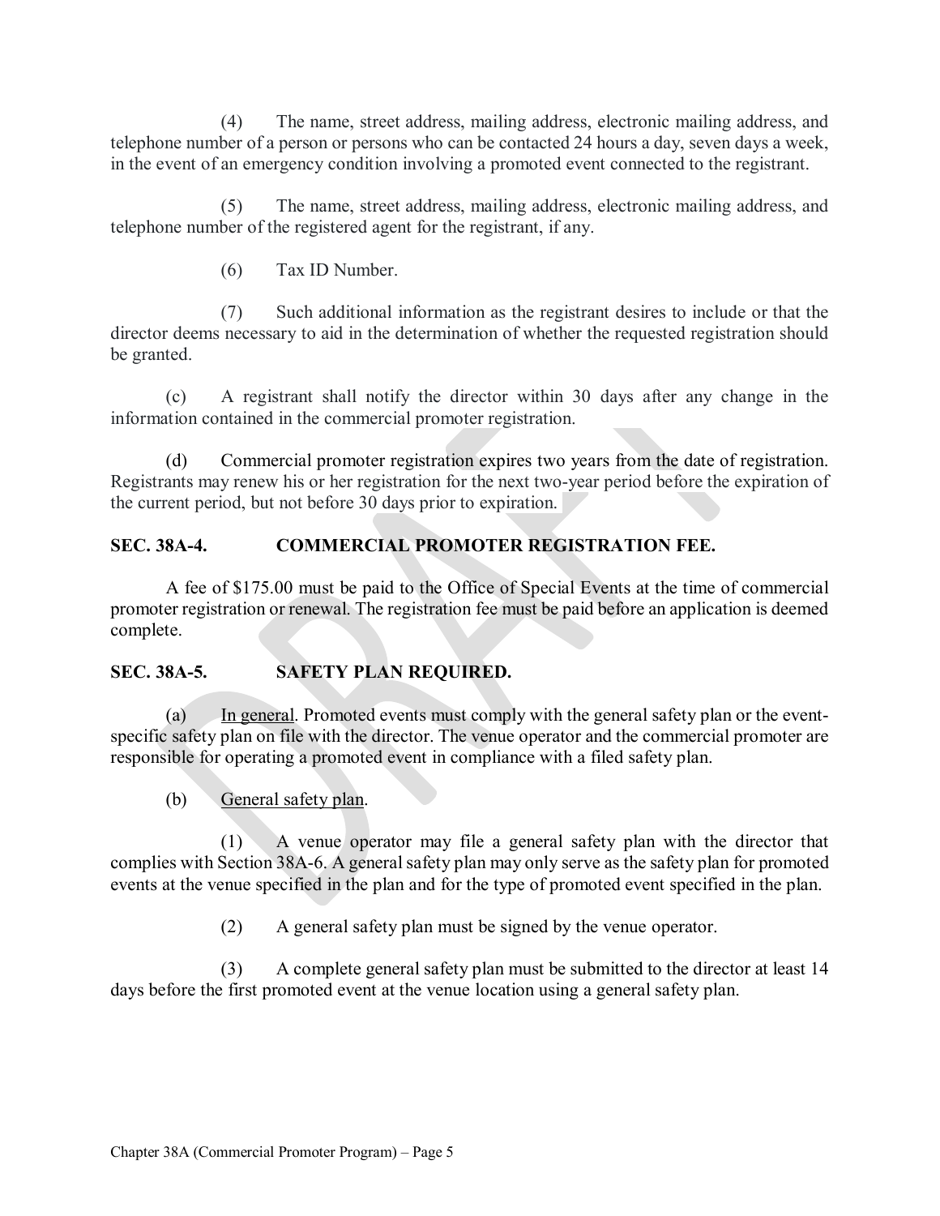(4) The name, street address, mailing address, electronic mailing address, and telephone number of a person or persons who can be contacted 24 hours a day, seven days a week, in the event of an emergency condition involving a promoted event connected to the registrant.

(5) The name, street address, mailing address, electronic mailing address, and telephone number of the registered agent for the registrant, if any.

(6) Tax ID Number.

(7) Such additional information as the registrant desires to include or that the director deems necessary to aid in the determination of whether the requested registration should be granted.

(c) A registrant shall notify the director within 30 days after any change in the information contained in the commercial promoter registration.

(d) Commercial promoter registration expires two years from the date of registration. Registrants may renew his or her registration for the next two-year period before the expiration of the current period, but not before 30 days prior to expiration.

**SEC. 38A-4. COMMERCIAL PROMOTER REGISTRATION FEE.**

A fee of $175.00 must be paid to the Office of Special Events at the time of commercial promoter registration or renewal. The registration fee must be paid before an application is deemed complete.

**SEC. 38A-5. SAFETY PLAN REQUIRED.**

(a) In general. Promoted events must comply with the general safety plan or the event-specific safety plan on file with the director. The venue operator and the commercial promoter are responsible for operating a promoted event in compliance with a filed safety plan.

(b) General safety plan.

(1) A venue operator may file a general safety plan with the director that complies with Section 38A-6. A general safety plan may only serve as the safety plan for promoted events at the venue specified in the plan and for the type of promoted event specified in the plan.

(2) A general safety plan must be signed by the venue operator.

(3) A complete general safety plan must be submitted to the director at least 14 days before the first promoted event at the venue location using a general safety plan.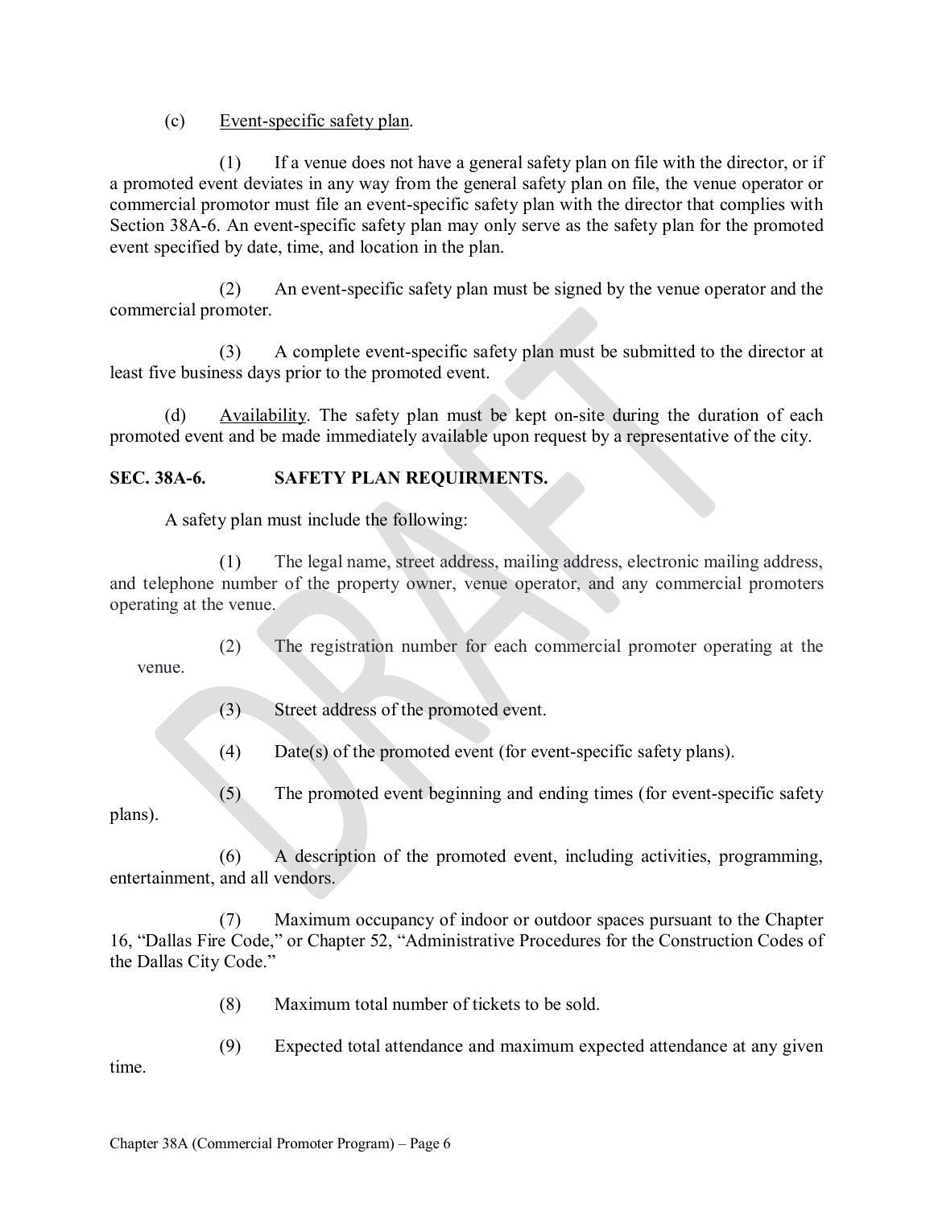(c) Event-specific safety plan.

(1) If a venue does not have a general safety plan on file with the director, or if a promoted event deviates in any way from the general safety plan on file, the venue operator or commercial promotor must file an event-specific safety plan with the director that complies with Section 38A-6. An event-specific safety plan may only serve as the safety plan for the promoted event specified by date, time, and location in the plan.

(2) An event-specific safety plan must be signed by the venue operator and the commercial promoter.

(3) A complete event-specific safety plan must be submitted to the director at least five business days prior to the promoted event.

(d) Availability. The safety plan must be kept on-site during the duration of each promoted event and be made immediately available upon request by a representative of the city.

**SEC. 38A-6. SAFETY PLAN REQUIRMENTS.**

A safety plan must include the following:

(1) The legal name, street address, mailing address, electronic mailing address, and telephone number of the property owner, venue operator, and any commercial promoters operating at the venue.

(2) The registration number for each commercial promoter operating at the venue.

(3) Street address of the promoted event.

(4) Date(s) of the promoted event (for event-specific safety plans).

(5) The promoted event beginning and ending times (for event-specific safety plans).

(6) A description of the promoted event, including activities, programming, entertainment, and all vendors.

(7) Maximum occupancy of indoor or outdoor spaces pursuant to the Chapter 16, "Dallas Fire Code," or Chapter 52, "Administrative Procedures for the Construction Codes of the Dallas City Code."

(8) Maximum total number of tickets to be sold.

(9) Expected total attendance and maximum expected attendance at any given time.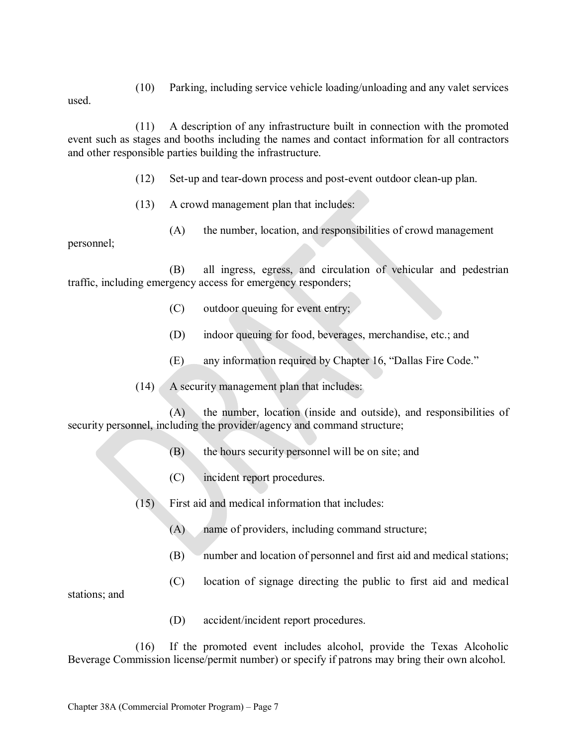(10) Parking, including service vehicle loading/unloading and any valet services used.

(11) A description of any infrastructure built in connection with the promoted event such as stages and booths including the names and contact information for all contractors and other responsible parties building the infrastructure.

(12) Set-up and tear-down process and post-event outdoor clean-up plan.

(13) A crowd management plan that includes:

(A) the number, location, and responsibilities of crowd management personnel;

(B) all ingress, egress, and circulation of vehicular and pedestrian traffic, including emergency access for emergency responders;

(C) outdoor queuing for event entry;

(D) indoor queuing for food, beverages, merchandise, etc.; and

(E) any information required by Chapter 16, "Dallas Fire Code."

(14) A security management plan that includes:

(A) the number, location (inside and outside), and responsibilities of security personnel, including the provider/agency and command structure;

(B) the hours security personnel will be on site; and

(C) incident report procedures.

(15) First aid and medical information that includes:

(A) name of providers, including command structure;

(B) number and location of personnel and first aid and medical stations;

(C) location of signage directing the public to first aid and medical stations; and

(D) accident/incident report procedures.

(16) If the promoted event includes alcohol, provide the Texas Alcoholic Beverage Commission license/permit number) or specify if patrons may bring their own alcohol.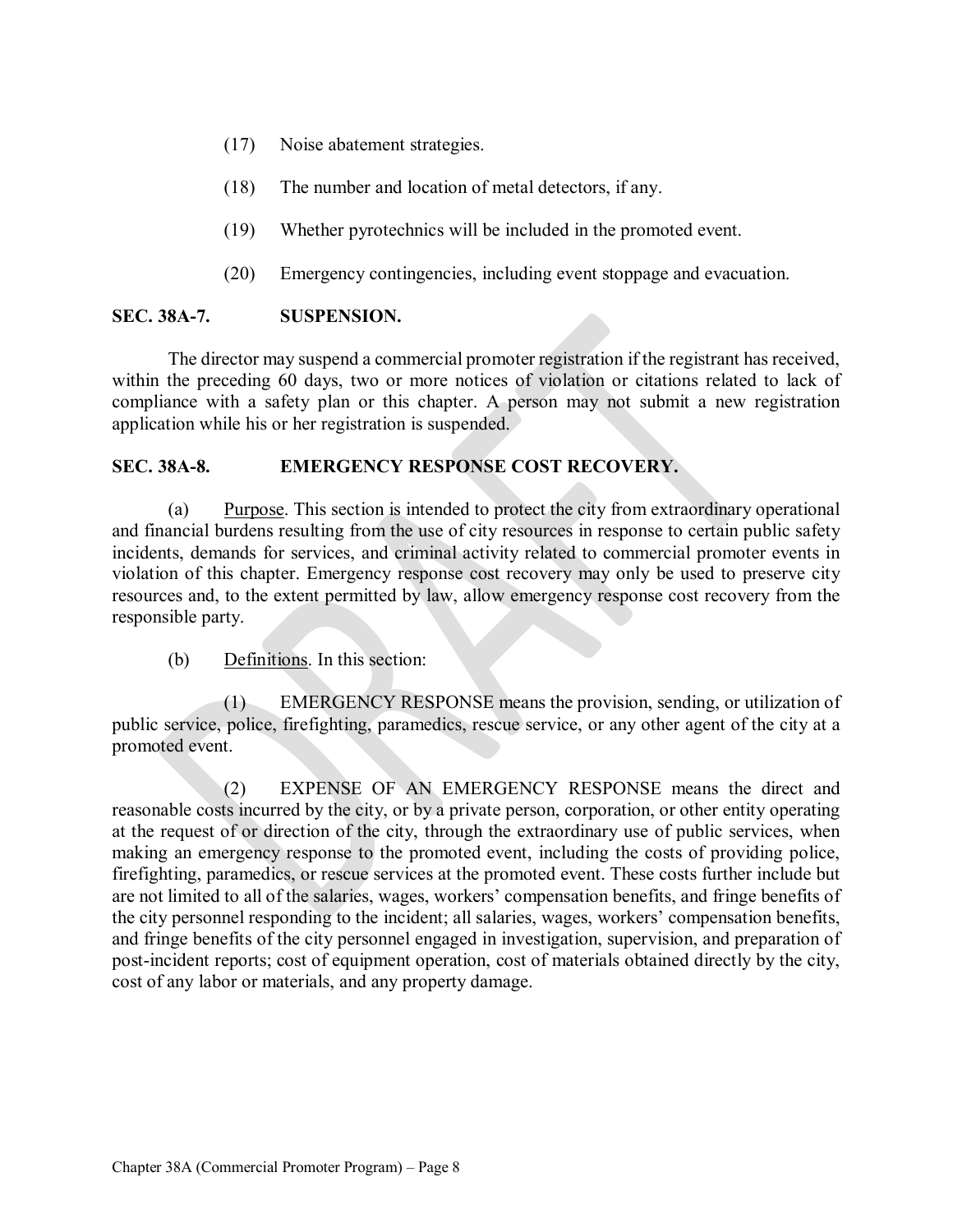(17) Noise abatement strategies.

(18) The number and location of metal detectors, if any.

(19) Whether pyrotechnics will be included in the promoted event.

(20) Emergency contingencies, including event stoppage and evacuation.

**SEC. 38A-7. SUSPENSION.**

The director may suspend a commercial promoter registration if the registrant has received, within the preceding 60 days, two or more notices of violation or citations related to lack of compliance with a safety plan or this chapter. A person may not submit a new registration application while his or her registration is suspended.

**SEC. 38A-8. EMERGENCY RESPONSE COST RECOVERY.**

(a) Purpose. This section is intended to protect the city from extraordinary operational and financial burdens resulting from the use of city resources in response to certain public safety incidents, demands for services, and criminal activity related to commercial promoter events in violation of this chapter. Emergency response cost recovery may only be used to preserve city resources and, to the extent permitted by law, allow emergency response cost recovery from the responsible party.

(b) Definitions. In this section:

(1) EMERGENCY RESPONSE means the provision, sending, or utilization of public service, police, firefighting, paramedics, rescue service, or any other agent of the city at a promoted event.

(2) EXPENSE OF AN EMERGENCY RESPONSE means the direct and reasonable costs incurred by the city, or by a private person, corporation, or other entity operating at the request of or direction of the city, through the extraordinary use of public services, when making an emergency response to the promoted event, including the costs of providing police, firefighting, paramedics, or rescue services at the promoted event. These costs further include but are not limited to all of the salaries, wages, workers' compensation benefits, and fringe benefits of the city personnel responding to the incident; all salaries, wages, workers' compensation benefits, and fringe benefits of the city personnel engaged in investigation, supervision, and preparation of post-incident reports; cost of equipment operation, cost of materials obtained directly by the city, cost of any labor or materials, and any property damage.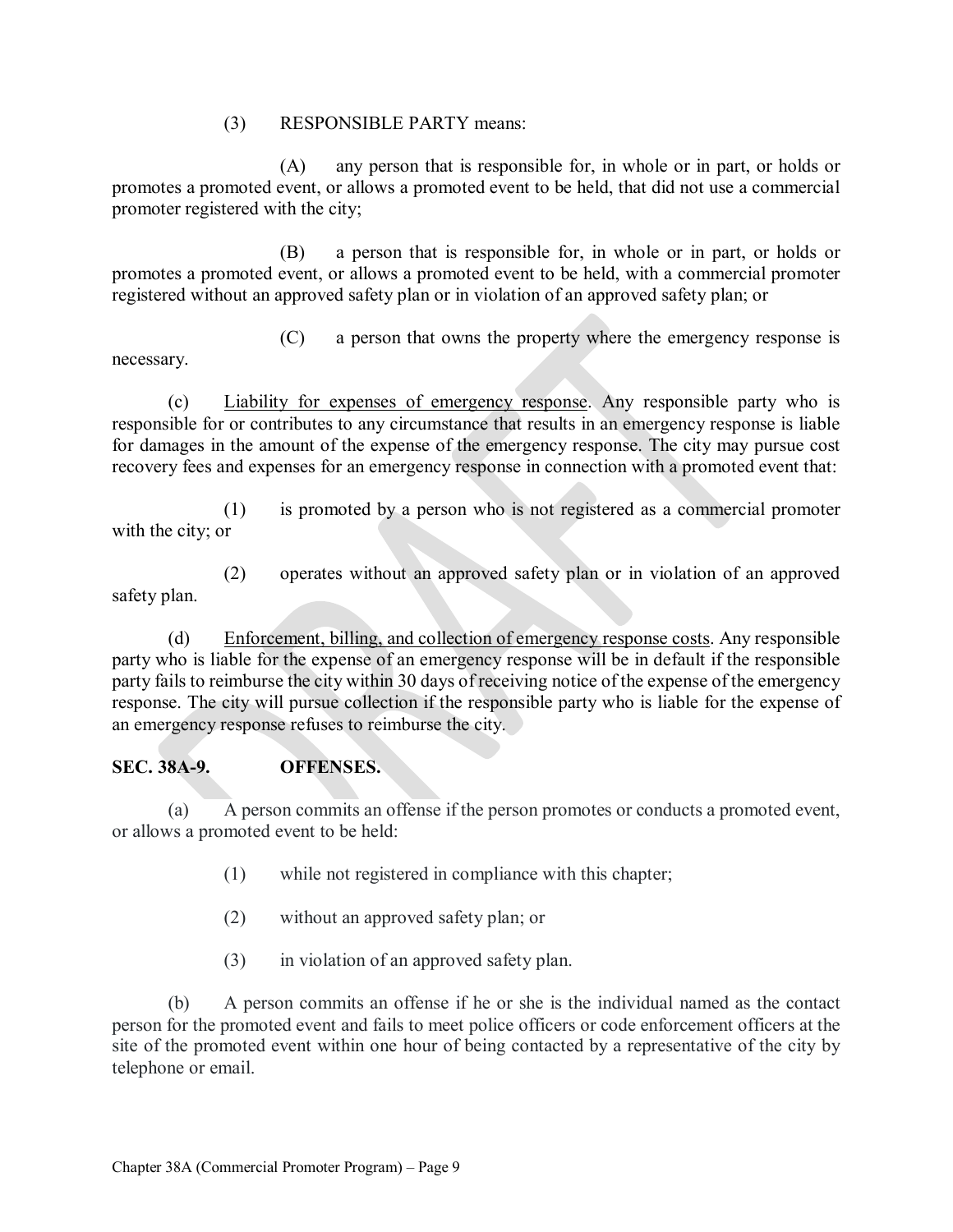(3) RESPONSIBLE PARTY means:

(A) any person that is responsible for, in whole or in part, or holds or promotes a promoted event, or allows a promoted event to be held, that did not use a commercial promoter registered with the city;

(B) a person that is responsible for, in whole or in part, or holds or promotes a promoted event, or allows a promoted event to be held, with a commercial promoter registered without an approved safety plan or in violation of an approved safety plan; or

(C) a person that owns the property where the emergency response is necessary.

(c) <u>Liability for expenses of emergency response</u>. Any responsible party who is responsible for or contributes to any circumstance that results in an emergency response is liable for damages in the amount of the expense of the emergency response. The city may pursue cost recovery fees and expenses for an emergency response in connection with a promoted event that:

(1) is promoted by a person who is not registered as a commercial promoter with the city; or

(2) operates without an approved safety plan or in violation of an approved safety plan.

(d) <u>Enforcement, billing, and collection of emergency response costs</u>. Any responsible party who is liable for the expense of an emergency response will be in default if the responsible party fails to reimburse the city within 30 days of receiving notice of the expense of the emergency response. The city will pursue collection if the responsible party who is liable for the expense of an emergency response refuses to reimburse the city.

**SEC. 38A-9. OFFENSES.**

(a) A person commits an offense if the person promotes or conducts a promoted event, or allows a promoted event to be held:

(1) while not registered in compliance with this chapter;

(2) without an approved safety plan; or

(3) in violation of an approved safety plan.

(b) A person commits an offense if he or she is the individual named as the contact person for the promoted event and fails to meet police officers or code enforcement officers at the site of the promoted event within one hour of being contacted by a representative of the city by telephone or email.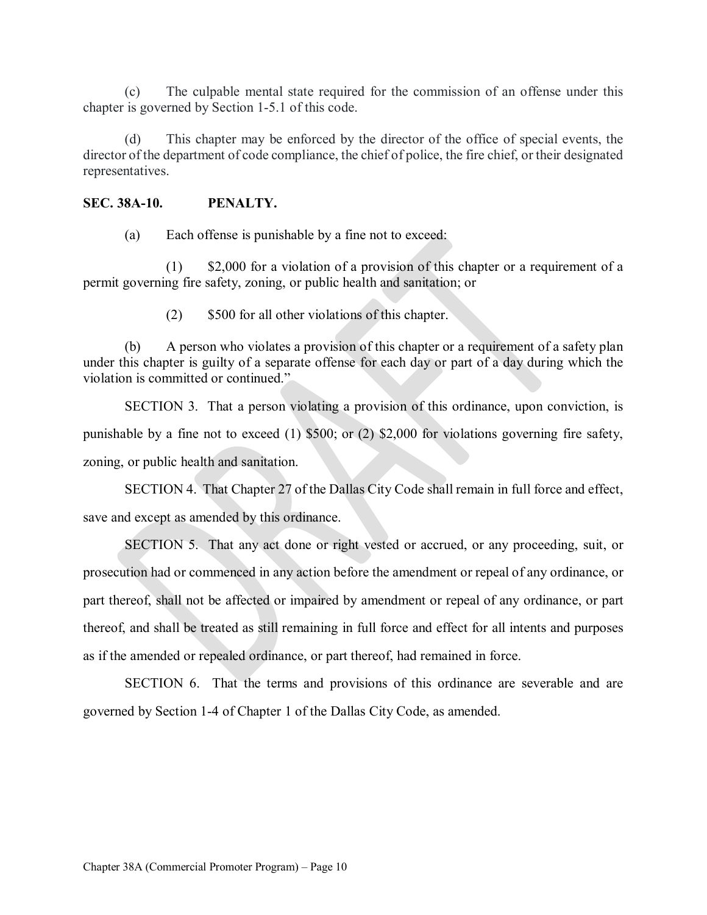(c) The culpable mental state required for the commission of an offense under this chapter is governed by Section 1-5.1 of this code.

(d) This chapter may be enforced by the director of the office of special events, the director of the department of code compliance, the chief of police, the fire chief, or their designated representatives.

**SEC. 38A-10. PENALTY.**

(a) Each offense is punishable by a fine not to exceed:

(1) $2,000 for a violation of a provision of this chapter or a requirement of a permit governing fire safety, zoning, or public health and sanitation; or

(2) $500 for all other violations of this chapter.

(b) A person who violates a provision of this chapter or a requirement of a safety plan under this chapter is guilty of a separate offense for each day or part of a day during which the violation is committed or continued."

SECTION 3. That a person violating a provision of this ordinance, upon conviction, is punishable by a fine not to exceed (1) $500; or (2) $2,000 for violations governing fire safety, zoning, or public health and sanitation.

SECTION 4. That Chapter 27 of the Dallas City Code shall remain in full force and effect, save and except as amended by this ordinance.

SECTION 5. That any act done or right vested or accrued, or any proceeding, suit, or prosecution had or commenced in any action before the amendment or repeal of any ordinance, or part thereof, shall not be affected or impaired by amendment or repeal of any ordinance, or part thereof, and shall be treated as still remaining in full force and effect for all intents and purposes as if the amended or repealed ordinance, or part thereof, had remained in force.

SECTION 6. That the terms and provisions of this ordinance are severable and are governed by Section 1-4 of Chapter 1 of the Dallas City Code, as amended.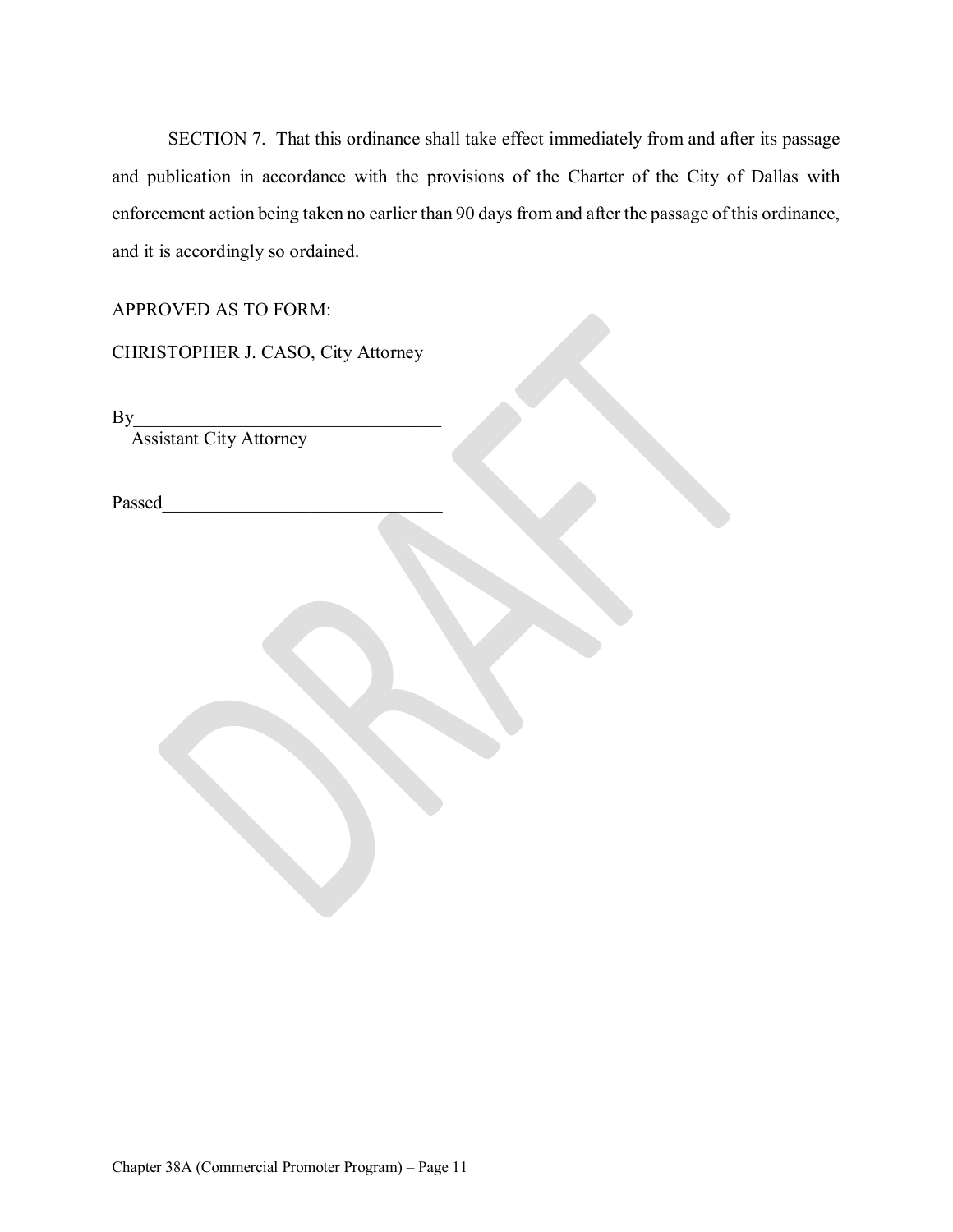SECTION 7. That this ordinance shall take effect immediately from and after its passage and publication in accordance with the provisions of the Charter of the City of Dallas with enforcement action being taken no earlier than 90 days from and after the passage of this ordinance, and it is accordingly so ordained.

APPROVED AS TO FORM:

CHRISTOPHER J. CASO, City Attorney

By__________________________________
Assistant City Attorney

Passed______________________________